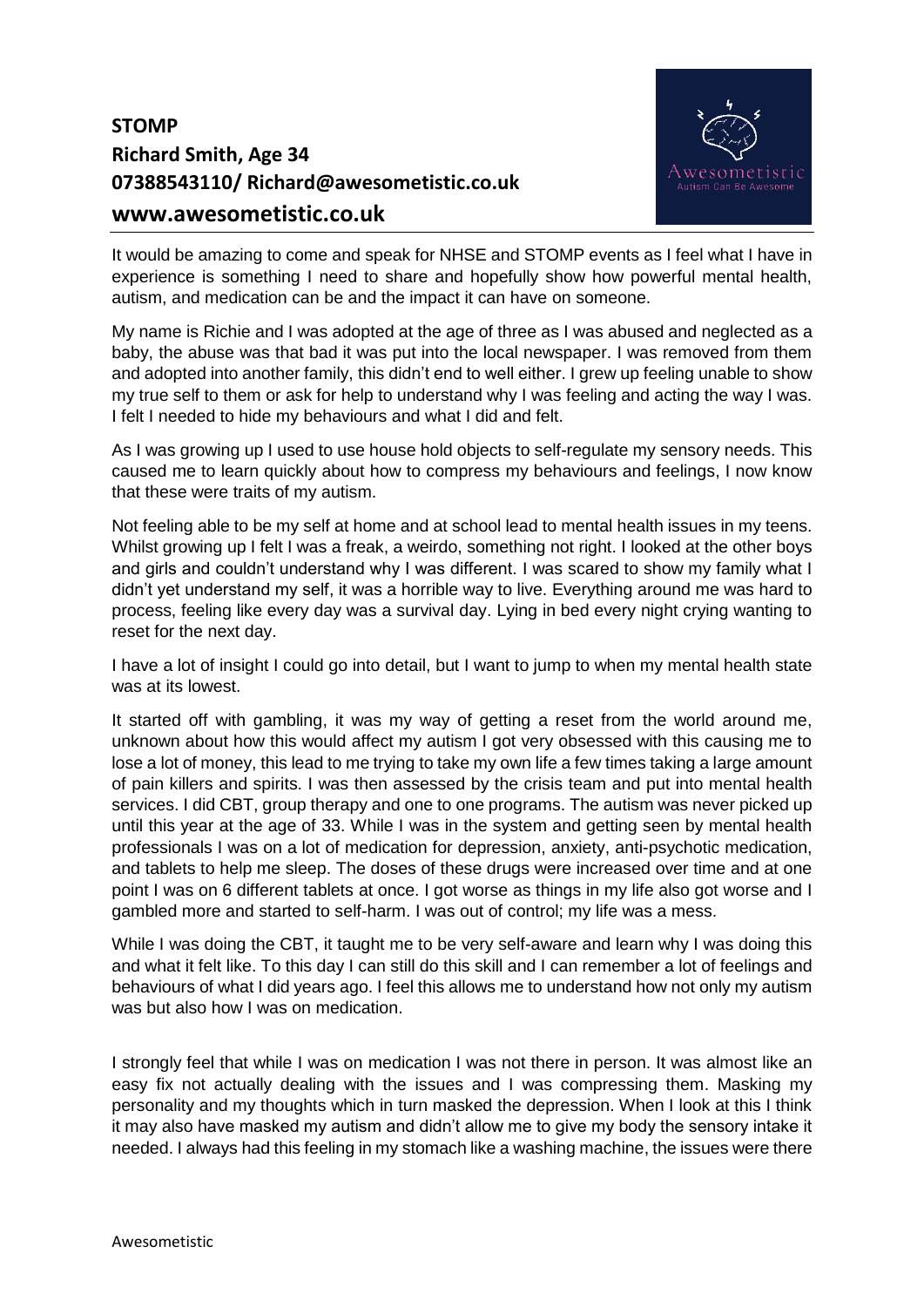# STOMP

## Richard Smith, Age 34

## 07388543110/ Richard@awesometistic.co.uk

## www.awesometistic.co.uk

It would be amazing to come and speak for NHSE and STOMP events as I feel what I have in experience is something I need to share and hopefully show how powerful mental health, autism, and medication can be and the impact it can have on someone.

My name is Richie and I was adopted at the age of three as I was abused and neglected as a baby, the abuse was that bad it was put into the local newspaper. I was removed from them and adopted into another family, this didn't end to well either. I grew up feeling unable to show my true self to them or ask for help to understand why I was feeling and acting the way I was. I felt I needed to hide my behaviours and what I did and felt.

As I was growing up I used to use house hold objects to self-regulate my sensory needs. This caused me to learn quickly about how to compress my behaviours and feelings, I now know that these were traits of my autism.

Not feeling able to be my self at home and at school lead to mental health issues in my teens. Whilst growing up I felt I was a freak, a weirdo, something not right. I looked at the other boys and girls and couldn't understand why I was different. I was scared to show my family what I didn't yet understand my self, it was a horrible way to live. Everything around me was hard to process, feeling like every day was a survival day. Lying in bed every night crying wanting to reset for the next day.

I have a lot of insight I could go into detail, but I want to jump to when my mental health state was at its lowest.

It started off with gambling, it was my way of getting a reset from the world around me, unknown about how this would affect my autism I got very obsessed with this causing me to lose a lot of money, this lead to me trying to take my own life a few times taking a large amount of pain killers and spirits. I was then assessed by the crisis team and put into mental health services. I did CBT, group therapy and one to one programs. The autism was never picked up until this year at the age of 33. While I was in the system and getting seen by mental health professionals I was on a lot of medication for depression, anxiety, anti-psychotic medication, and tablets to help me sleep. The doses of these drugs were increased over time and at one point I was on 6 different tablets at once. I got worse as things in my life also got worse and I gambled more and started to self-harm. I was out of control; my life was a mess.

While I was doing the CBT, it taught me to be very self-aware and learn why I was doing this and what it felt like. To this day I can still do this skill and I can remember a lot of feelings and behaviours of what I did years ago. I feel this allows me to understand how not only my autism was but also how I was on medication.

I strongly feel that while I was on medication I was not there in person. It was almost like an easy fix not actually dealing with the issues and I was compressing them. Masking my personality and my thoughts which in turn masked the depression. When I look at this I think it may also have masked my autism and didn't allow me to give my body the sensory intake it needed. I always had this feeling in my stomach like a washing machine, the issues were there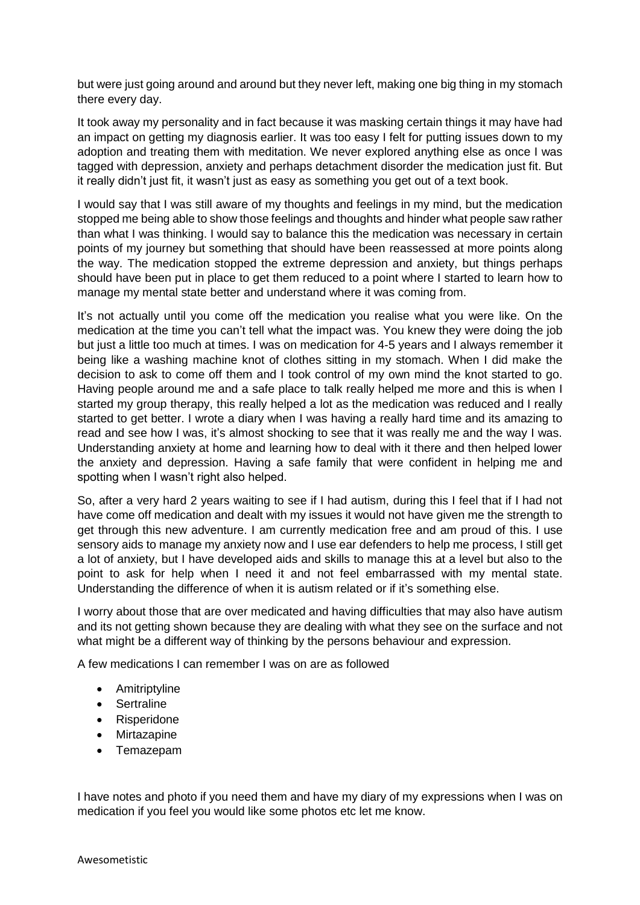but were just going around and around but they never left, making one big thing in my stomach there every day.

It took away my personality and in fact because it was masking certain things it may have had an impact on getting my diagnosis earlier. It was too easy I felt for putting issues down to my adoption and treating them with meditation. We never explored anything else as once I was tagged with depression, anxiety and perhaps detachment disorder the medication just fit. But it really didn't just fit, it wasn't just as easy as something you get out of a text book.

I would say that I was still aware of my thoughts and feelings in my mind, but the medication stopped me being able to show those feelings and thoughts and hinder what people saw rather than what I was thinking. I would say to balance this the medication was necessary in certain points of my journey but something that should have been reassessed at more points along the way. The medication stopped the extreme depression and anxiety, but things perhaps should have been put in place to get them reduced to a point where I started to learn how to manage my mental state better and understand where it was coming from.

It's not actually until you come off the medication you realise what you were like. On the medication at the time you can't tell what the impact was. You knew they were doing the job but just a little too much at times. I was on medication for 4-5 years and I always remember it being like a washing machine knot of clothes sitting in my stomach. When I did make the decision to ask to come off them and I took control of my own mind the knot started to go. Having people around me and a safe place to talk really helped me more and this is when I started my group therapy, this really helped a lot as the medication was reduced and I really started to get better. I wrote a diary when I was having a really hard time and its amazing to read and see how I was, it's almost shocking to see that it was really me and the way I was. Understanding anxiety at home and learning how to deal with it there and then helped lower the anxiety and depression. Having a safe family that were confident in helping me and spotting when I wasn't right also helped.

So, after a very hard 2 years waiting to see if I had autism, during this I feel that if I had not have come off medication and dealt with my issues it would not have given me the strength to get through this new adventure. I am currently medication free and am proud of this. I use sensory aids to manage my anxiety now and I use ear defenders to help me process, I still get a lot of anxiety, but I have developed aids and skills to manage this at a level but also to the point to ask for help when I need it and not feel embarrassed with my mental state. Understanding the difference of when it is autism related or if it's something else.

I worry about those that are over medicated and having difficulties that may also have autism and its not getting shown because they are dealing with what they see on the surface and not what might be a different way of thinking by the persons behaviour and expression.

A few medications I can remember I was on are as followed

- Amitriptyline
- Sertraline
- Risperidone
- Mirtazapine
- Temazepam

I have notes and photo if you need them and have my diary of my expressions when I was on medication if you feel you would like some photos etc let me know.

Awesometistic